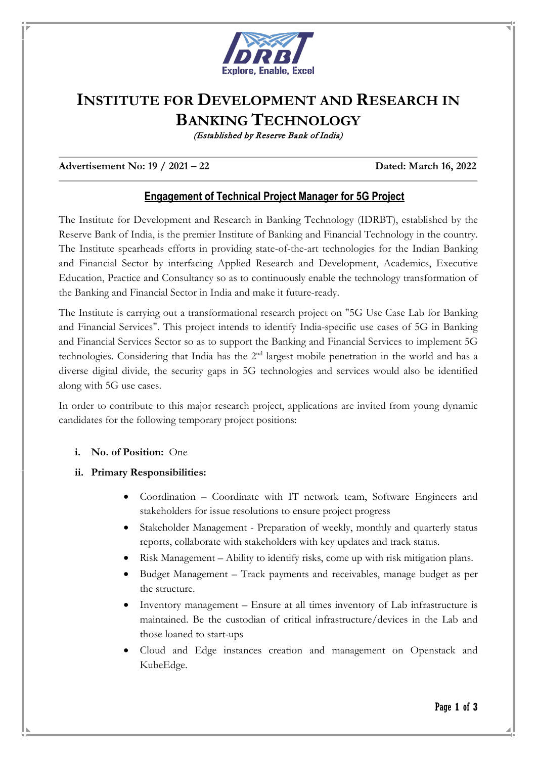# INSTITUTE FOR DEVELOPMENT AND RESEARCH IN BANKING TECHNOLOGY

*(Established by Reserve Bank of India)*

**Advertisement No: 19 / 2021 – 22** **Dated: March 16, 2022**

## Engagement of Technical Project Manager for 5G Project

The Institute for Development and Research in Banking Technology (IDRBT), established by the Reserve Bank of India, is the premier Institute of Banking and Financial Technology in the country. The Institute spearheads efforts in providing state-of-the-art technologies for the Indian Banking and Financial Sector by interfacing Applied Research and Development, Academics, Executive Education, Practice and Consultancy so as to continuously enable the technology transformation of the Banking and Financial Sector in India and make it future-ready.

The Institute is carrying out a transformational research project on "5G Use Case Lab for Banking and Financial Services". This project intends to identify India-specific use cases of 5G in Banking and Financial Services Sector so as to support the Banking and Financial Services to implement 5G technologies. Considering that India has the 2nd largest mobile penetration in the world and has a diverse digital divide, the security gaps in 5G technologies and services would also be identified along with 5G use cases.

In order to contribute to this major research project, applications are invited from young dynamic candidates for the following temporary project positions:

i. **No. of Position:** One

ii. **Primary Responsibilities:**

- Coordination – Coordinate with IT network team, Software Engineers and stakeholders for issue resolutions to ensure project progress
- Stakeholder Management - Preparation of weekly, monthly and quarterly status reports, collaborate with stakeholders with key updates and track status.
- Risk Management – Ability to identify risks, come up with risk mitigation plans.
- Budget Management – Track payments and receivables, manage budget as per the structure.
- Inventory management – Ensure at all times inventory of Lab infrastructure is maintained. Be the custodian of critical infrastructure/devices in the Lab and those loaned to start-ups
- Cloud and Edge instances creation and management on Openstack and KubeEdge.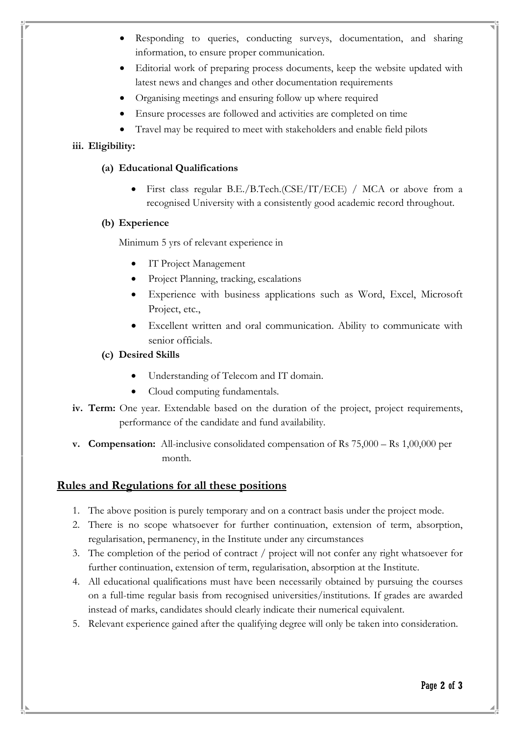- Responding to queries, conducting surveys, documentation, and sharing information, to ensure proper communication.
- Editorial work of preparing process documents, keep the website updated with latest news and changes and other documentation requirements
- Organising meetings and ensuring follow up where required
- Ensure processes are followed and activities are completed on time
- Travel may be required to meet with stakeholders and enable field pilots

**iii. Eligibility:**

**(a) Educational Qualifications**

- First class regular B.E./B.Tech.(CSE/IT/ECE) / MCA or above from a recognised University with a consistently good academic record throughout.

**(b) Experience**

Minimum 5 yrs of relevant experience in

- IT Project Management
- Project Planning, tracking, escalations
- Experience with business applications such as Word, Excel, Microsoft Project, etc.,
- Excellent written and oral communication. Ability to communicate with senior officials.

**(c) Desired Skills**

- Understanding of Telecom and IT domain.
- Cloud computing fundamentals.

**iv. Term:** One year. Extendable based on the duration of the project, project requirements, performance of the candidate and fund availability.

**v. Compensation:** All-inclusive consolidated compensation of Rs 75,000 – Rs 1,00,000 per month.

## Rules and Regulations for all these positions

1. The above position is purely temporary and on a contract basis under the project mode.
2. There is no scope whatsoever for further continuation, extension of term, absorption, regularisation, permanency, in the Institute under any circumstances
3. The completion of the period of contract / project will not confer any right whatsoever for further continuation, extension of term, regularisation, absorption at the Institute.
4. All educational qualifications must have been necessarily obtained by pursuing the courses on a full-time regular basis from recognised universities/institutions. If grades are awarded instead of marks, candidates should clearly indicate their numerical equivalent.
5. Relevant experience gained after the qualifying degree will only be taken into consideration.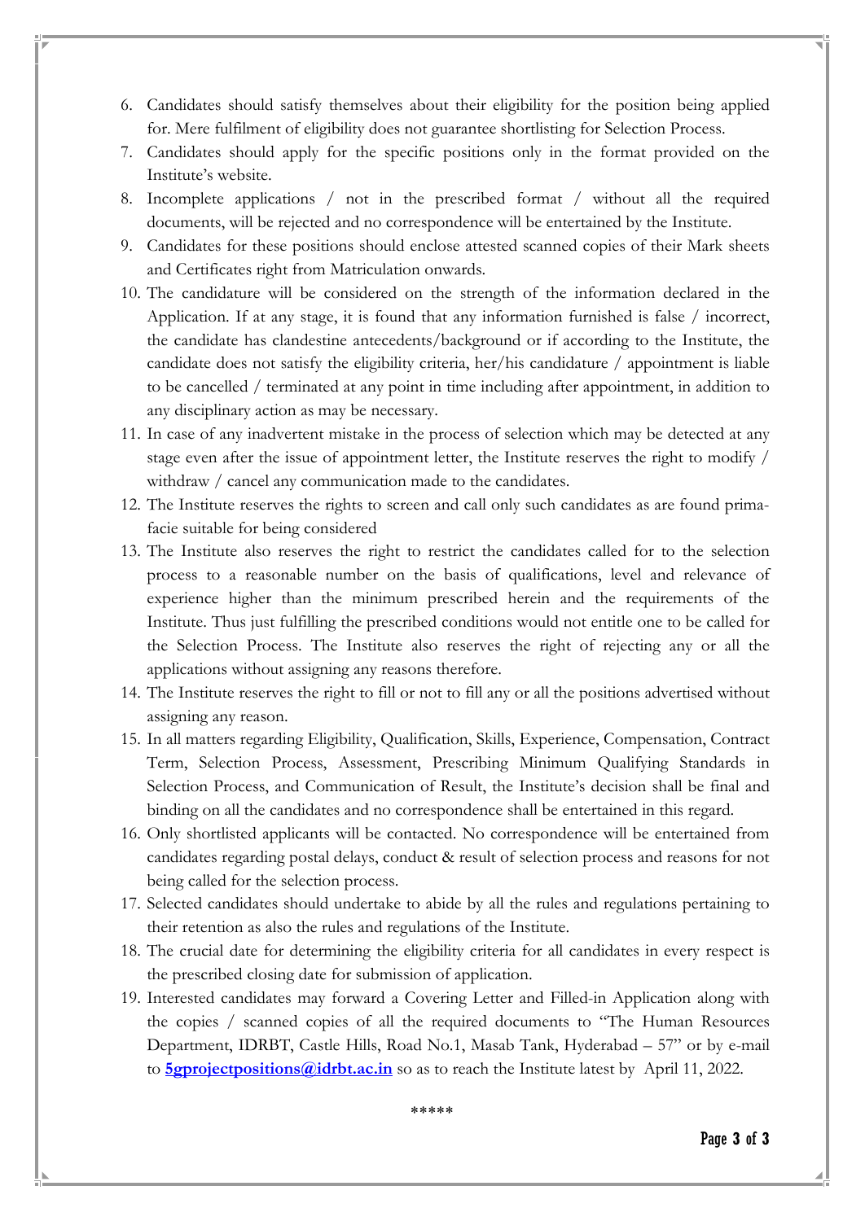6. Candidates should satisfy themselves about their eligibility for the position being applied for. Mere fulfilment of eligibility does not guarantee shortlisting for Selection Process.
7. Candidates should apply for the specific positions only in the format provided on the Institute's website.
8. Incomplete applications / not in the prescribed format / without all the required documents, will be rejected and no correspondence will be entertained by the Institute.
9. Candidates for these positions should enclose attested scanned copies of their Mark sheets and Certificates right from Matriculation onwards.
10. The candidature will be considered on the strength of the information declared in the Application. If at any stage, it is found that any information furnished is false / incorrect, the candidate has clandestine antecedents/background or if according to the Institute, the candidate does not satisfy the eligibility criteria, her/his candidature / appointment is liable to be cancelled / terminated at any point in time including after appointment, in addition to any disciplinary action as may be necessary.
11. In case of any inadvertent mistake in the process of selection which may be detected at any stage even after the issue of appointment letter, the Institute reserves the right to modify / withdraw / cancel any communication made to the candidates.
12. The Institute reserves the rights to screen and call only such candidates as are found prima-facie suitable for being considered
13. The Institute also reserves the right to restrict the candidates called for to the selection process to a reasonable number on the basis of qualifications, level and relevance of experience higher than the minimum prescribed herein and the requirements of the Institute. Thus just fulfilling the prescribed conditions would not entitle one to be called for the Selection Process. The Institute also reserves the right of rejecting any or all the applications without assigning any reasons therefore.
14. The Institute reserves the right to fill or not to fill any or all the positions advertised without assigning any reason.
15. In all matters regarding Eligibility, Qualification, Skills, Experience, Compensation, Contract Term, Selection Process, Assessment, Prescribing Minimum Qualifying Standards in Selection Process, and Communication of Result, the Institute's decision shall be final and binding on all the candidates and no correspondence shall be entertained in this regard.
16. Only shortlisted applicants will be contacted. No correspondence will be entertained from candidates regarding postal delays, conduct & result of selection process and reasons for not being called for the selection process.
17. Selected candidates should undertake to abide by all the rules and regulations pertaining to their retention as also the rules and regulations of the Institute.
18. The crucial date for determining the eligibility criteria for all candidates in every respect is the prescribed closing date for submission of application.
19. Interested candidates may forward a Covering Letter and Filled-in Application along with the copies / scanned copies of all the required documents to "The Human Resources Department, IDRBT, Castle Hills, Road No.1, Masab Tank, Hyderabad – 57" or by e-mail to **5gprojectpositions@idrbt.ac.in** so as to reach the Institute latest by April 11, 2022.

*****